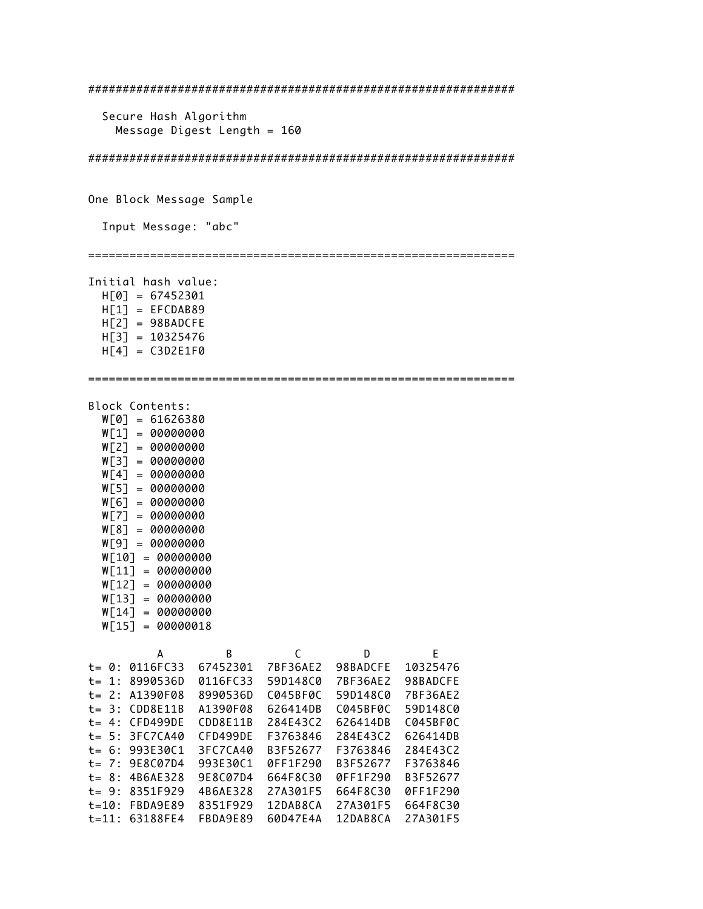```
############################################################

   Secure Hash Algorithm
     Message Digest Length = 160

############################################################


One Block Message Sample

   Input Message: "abc"

============================================================

Initial hash value:
   H[0] = 67452301
   H[1] = EFCDAB89
   H[2] = 98BADCFE
   H[3] = 10325476
   H[4] = C3D2E1F0

============================================================

Block Contents:
   W[0] = 61626380
   W[1] = 00000000
   W[2] = 00000000
   W[3] = 00000000
   W[4] = 00000000
   W[5] = 00000000
   W[6] = 00000000
   W[7] = 00000000
   W[8] = 00000000
   W[9] = 00000000
   W[10] = 00000000
   W[11] = 00000000
   W[12] = 00000000
   W[13] = 00000000
   W[14] = 00000000
   W[15] = 00000018

           A         B         C         D         E
t= 0: 0116FC33  67452301  7BF36AE2  98BADCFE  10325476
t= 1: 8990536D  0116FC33  59D148C0  7BF36AE2  98BADCFE
t= 2: A1390F08  8990536D  C045BF0C  59D148C0  7BF36AE2
t= 3: CDD8E11B  A1390F08  626414DB  C045BF0C  59D148C0
t= 4: CFD499DE  CDD8E11B  284E43C2  626414DB  C045BF0C
t= 5: 3FC7CA40  CFD499DE  F3763846  284E43C2  626414DB
t= 6: 993E30C1  3FC7CA40  B3F52677  F3763846  284E43C2
t= 7: 9E8C07D4  993E30C1  0FF1F290  B3F52677  F3763846
t= 8: 4B6AE328  9E8C07D4  664F8C30  0FF1F290  B3F52677
t= 9: 8351F929  4B6AE328  27A301F5  664F8C30  0FF1F290
t=10: FBDA9E89  8351F929  12DAB8CA  27A301F5  664F8C30
t=11: 63188FE4  FBDA9E89  60D47E4A  12DAB8CA  27A301F5
```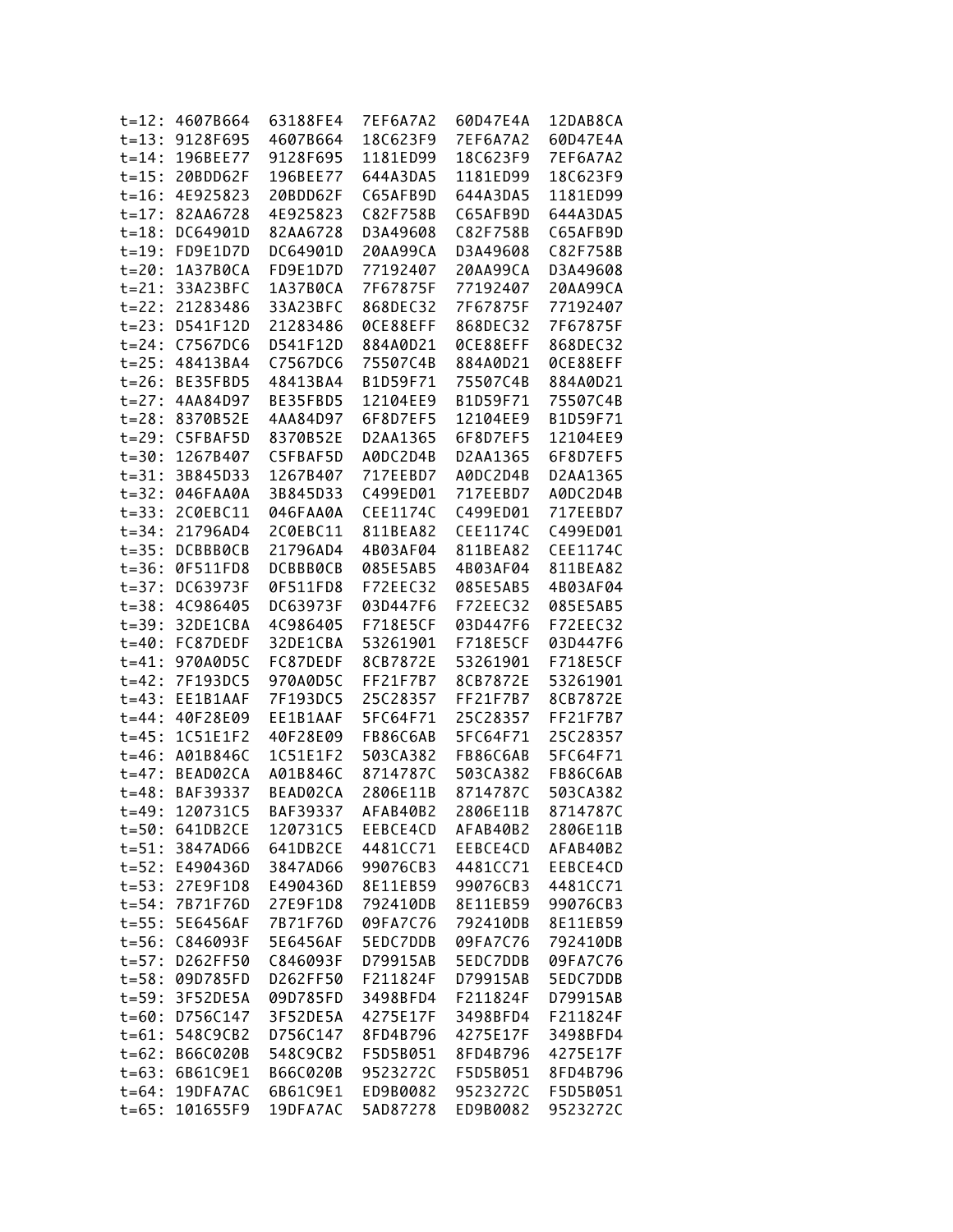```
t=12: 4607B664  63188FE4  7EF6A7A2  60D47E4A  12DAB8CA
t=13: 9128F695  4607B664  18C623F9  7EF6A7A2  60D47E4A
t=14: 196BEE77  9128F695  1181ED99  18C623F9  7EF6A7A2
t=15: 20BDD62F  196BEE77  644A3DA5  1181ED99  18C623F9
t=16: 4E925823  20BDD62F  C65AFB9D  644A3DA5  1181ED99
t=17: 82AA6728  4E925823  C82F758B  C65AFB9D  644A3DA5
t=18: DC64901D  82AA6728  D3A49608  C82F758B  C65AFB9D
t=19: FD9E1D7D  DC64901D  20AA99CA  D3A49608  C82F758B
t=20: 1A37B0CA  FD9E1D7D  77192407  20AA99CA  D3A49608
t=21: 33A23BFC  1A37B0CA  7F67875F  77192407  20AA99CA
t=22: 21283486  33A23BFC  868DEC32  7F67875F  77192407
t=23: D541F12D  21283486  0CE88EFF  868DEC32  7F67875F
t=24: C7567DC6  D541F12D  884A0D21  0CE88EFF  868DEC32
t=25: 48413BA4  C7567DC6  75507C4B  884A0D21  0CE88EFF
t=26: BE35FBD5  48413BA4  B1D59F71  75507C4B  884A0D21
t=27: 4AA84D97  BE35FBD5  12104EE9  B1D59F71  75507C4B
t=28: 8370B52E  4AA84D97  6F8D7EF5  12104EE9  B1D59F71
t=29: C5FBAF5D  8370B52E  D2AA1365  6F8D7EF5  12104EE9
t=30: 1267B407  C5FBAF5D  A0DC2D4B  D2AA1365  6F8D7EF5
t=31: 3B845D33  1267B407  717EEBD7  A0DC2D4B  D2AA1365
t=32: 046FAA0A  3B845D33  C499ED01  717EEBD7  A0DC2D4B
t=33: 2C0EBC11  046FAA0A  CEE1174C  C499ED01  717EEBD7
t=34: 21796AD4  2C0EBC11  811BEA82  CEE1174C  C499ED01
t=35: DCBBB0CB  21796AD4  4B03AF04  811BEA82  CEE1174C
t=36: 0F511FD8  DCBBB0CB  085E5AB5  4B03AF04  811BEA82
t=37: DC63973F  0F511FD8  F72EEC32  085E5AB5  4B03AF04
t=38: 4C986405  DC63973F  03D447F6  F72EEC32  085E5AB5
t=39: 32DE1CBA  4C986405  F718E5CF  03D447F6  F72EEC32
t=40: FC87DEDF  32DE1CBA  53261901  F718E5CF  03D447F6
t=41: 970A0D5C  FC87DEDF  8CB7872E  53261901  F718E5CF
t=42: 7F193DC5  970A0D5C  FF21F7B7  8CB7872E  53261901
t=43: EE1B1AAF  7F193DC5  25C28357  FF21F7B7  8CB7872E
t=44: 40F28E09  EE1B1AAF  5FC64F71  25C28357  FF21F7B7
t=45: 1C51E1F2  40F28E09  FB86C6AB  5FC64F71  25C28357
t=46: A01B846C  1C51E1F2  503CA382  FB86C6AB  5FC64F71
t=47: BEAD02CA  A01B846C  8714787C  503CA382  FB86C6AB
t=48: BAF39337  BEAD02CA  2806E11B  8714787C  503CA382
t=49: 120731C5  BAF39337  AFAB40B2  2806E11B  8714787C
t=50: 641DB2CE  120731C5  EEBCE4CD  AFAB40B2  2806E11B
t=51: 3847AD66  641DB2CE  4481CC71  EEBCE4CD  AFAB40B2
t=52: E490436D  3847AD66  99076CB3  4481CC71  EEBCE4CD
t=53: 27E9F1D8  E490436D  8E11EB59  99076CB3  4481CC71
t=54: 7B71F76D  27E9F1D8  792410DB  8E11EB59  99076CB3
t=55: 5E6456AF  7B71F76D  09FA7C76  792410DB  8E11EB59
t=56: C846093F  5E6456AF  5EDC7DDB  09FA7C76  792410DB
t=57: D262FF50  C846093F  D79915AB  5EDC7DDB  09FA7C76
t=58: 09D785FD  D262FF50  F211824F  D79915AB  5EDC7DDB
t=59: 3F52DE5A  09D785FD  3498BFD4  F211824F  D79915AB
t=60: D756C147  3F52DE5A  4275E17F  3498BFD4  F211824F
t=61: 548C9CB2  D756C147  8FD4B796  4275E17F  3498BFD4
t=62: B66C020B  548C9CB2  F5D5B051  8FD4B796  4275E17F
t=63: 6B61C9E1  B66C020B  9523272C  F5D5B051  8FD4B796
t=64: 19DFA7AC  6B61C9E1  ED9B0082  9523272C  F5D5B051
t=65: 101655F9  19DFA7AC  5AD87278  ED9B0082  9523272C
```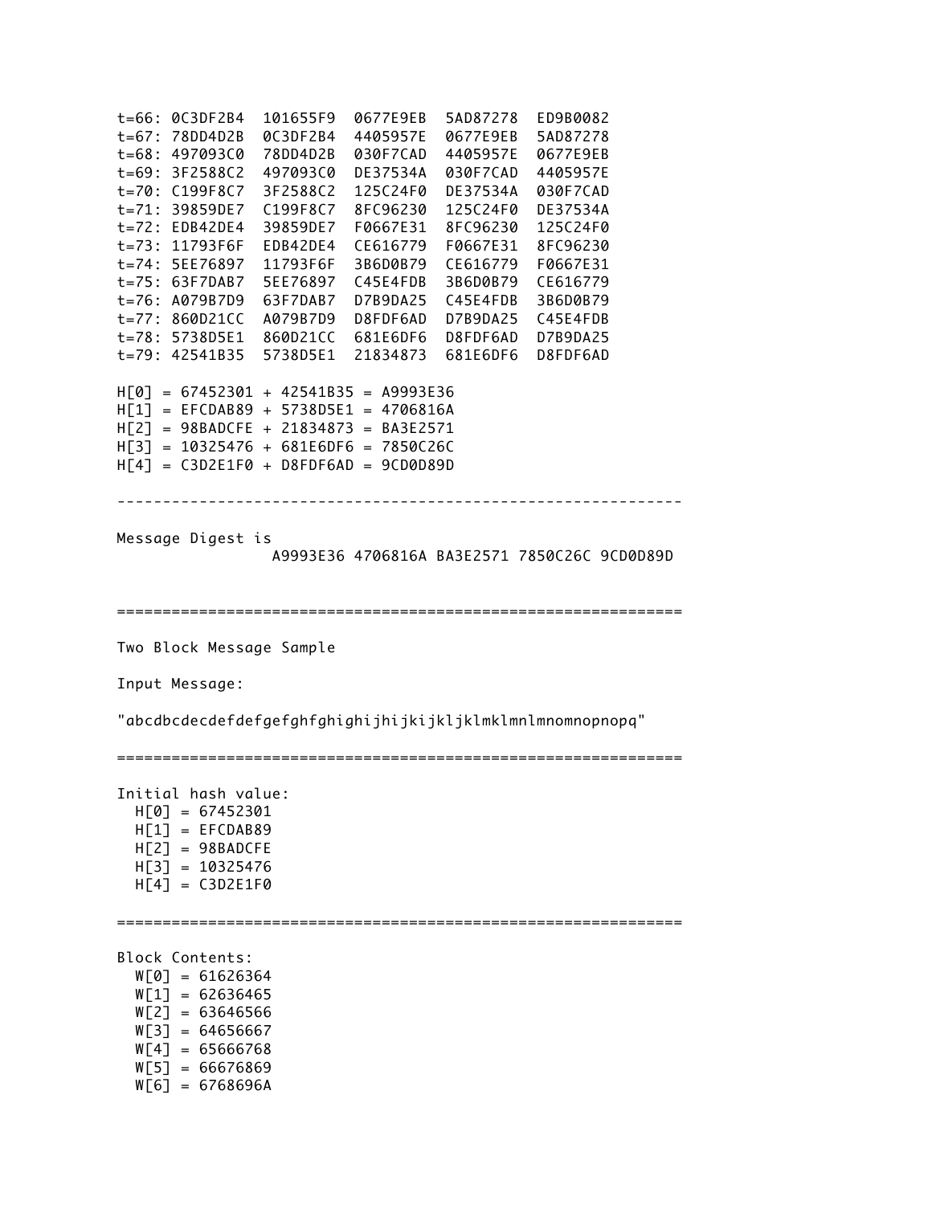```
t=66: 0C3DF2B4  101655F9  0677E9EB  5AD87278  ED9B0082
t=67: 78DD4D2B  0C3DF2B4  4405957E  0677E9EB  5AD87278
t=68: 497093C0  78DD4D2B  030F7CAD  4405957E  0677E9EB
t=69: 3F2588C2  497093C0  DE37534A  030F7CAD  4405957E
t=70: C199F8C7  3F2588C2  125C24F0  DE37534A  030F7CAD
t=71: 39859DE7  C199F8C7  8FC96230  125C24F0  DE37534A
t=72: EDB42DE4  39859DE7  F0667E31  8FC96230  125C24F0
t=73: 11793F6F  EDB42DE4  CE616779  F0667E31  8FC96230
t=74: 5EE76897  11793F6F  3B6D0B79  CE616779  F0667E31
t=75: 63F7DAB7  5EE76897  C45E4FDB  3B6D0B79  CE616779
t=76: A079B7D9  63F7DAB7  D7B9DA25  C45E4FDB  3B6D0B79
t=77: 860D21CC  A079B7D9  D8FDF6AD  D7B9DA25  C45E4FDB
t=78: 5738D5E1  860D21CC  681E6DF6  D8FDF6AD  D7B9DA25
t=79: 42541B35  5738D5E1  21834873  681E6DF6  D8FDF6AD

H[0] = 67452301 + 42541B35 = A9993E36
H[1] = EFCDAB89 + 5738D5E1 = 4706816A
H[2] = 98BADCFE + 21834873 = BA3E2571
H[3] = 10325476 + 681E6DF6 = 7850C26C
H[4] = C3D2E1F0 + D8FDF6AD = 9CD0D89D

---------------------------------------------------------------

Message Digest is
                A9993E36 4706816A BA3E2571 7850C26C 9CD0D89D


===============================================================

Two Block Message Sample

Input Message:

"abcdbcdecdefdefgefghfghighijhijkijkljklmklmnlmnomnopnopq"

===============================================================

Initial hash value:
  H[0] = 67452301
  H[1] = EFCDAB89
  H[2] = 98BADCFE
  H[3] = 10325476
  H[4] = C3D2E1F0

===============================================================

Block Contents:
  W[0] = 61626364
  W[1] = 62636465
  W[2] = 63646566
  W[3] = 64656667
  W[4] = 65666768
  W[5] = 66676869
  W[6] = 6768696A
```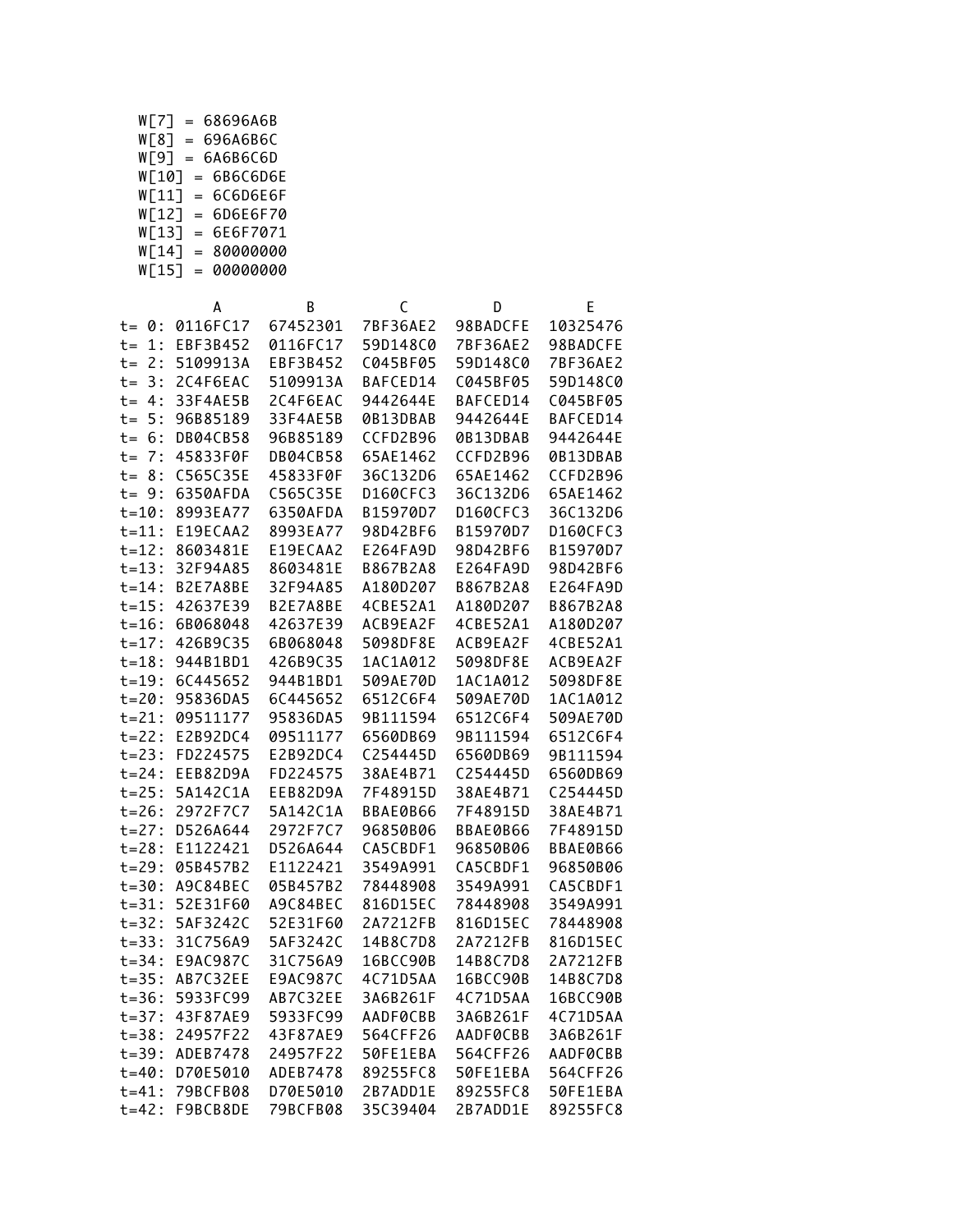```
  W[7] = 68696A6B
  W[8] = 696A6B6C
  W[9] = 6A6B6C6D
  W[10] = 6B6C6D6E
  W[11] = 6C6D6E6F
  W[12] = 6D6E6F70
  W[13] = 6E6F7071
  W[14] = 80000000
  W[15] = 00000000

          A         B         C         D         E
t= 0: 0116FC17  67452301  7BF36AE2  98BADCFE  10325476
t= 1: EBF3B452  0116FC17  59D148C0  7BF36AE2  98BADCFE
t= 2: 5109913A  EBF3B452  C045BF05  59D148C0  7BF36AE2
t= 3: 2C4F6EAC  5109913A  BAFCED14  C045BF05  59D148C0
t= 4: 33F4AE5B  2C4F6EAC  9442644E  BAFCED14  C045BF05
t= 5: 96B85189  33F4AE5B  0B13DBAB  9442644E  BAFCED14
t= 6: DB04CB58  96B85189  CCFD2B96  0B13DBAB  9442644E
t= 7: 45833F0F  DB04CB58  65AE1462  CCFD2B96  0B13DBAB
t= 8: C565C35E  45833F0F  36C132D6  65AE1462  CCFD2B96
t= 9: 6350AFDA  C565C35E  D160CFC3  36C132D6  65AE1462
t=10: 8993EA77  6350AFDA  B15970D7  D160CFC3  36C132D6
t=11: E19ECAA2  8993EA77  98D42BF6  B15970D7  D160CFC3
t=12: 8603481E  E19ECAA2  E264FA9D  98D42BF6  B15970D7
t=13: 32F94A85  8603481E  B867B2A8  E264FA9D  98D42BF6
t=14: B2E7A8BE  32F94A85  A180D207  B867B2A8  E264FA9D
t=15: 42637E39  B2E7A8BE  4CBE52A1  A180D207  B867B2A8
t=16: 6B068048  42637E39  ACB9EA2F  4CBE52A1  A180D207
t=17: 426B9C35  6B068048  5098DF8E  ACB9EA2F  4CBE52A1
t=18: 944B1BD1  426B9C35  1AC1A012  5098DF8E  ACB9EA2F
t=19: 6C445652  944B1BD1  509AE70D  1AC1A012  5098DF8E
t=20: 95836DA5  6C445652  6512C6F4  509AE70D  1AC1A012
t=21: 09511177  95836DA5  9B111594  6512C6F4  509AE70D
t=22: E2B92DC4  09511177  6560DB69  9B111594  6512C6F4
t=23: FD224575  E2B92DC4  C254445D  6560DB69  9B111594
t=24: EEB82D9A  FD224575  38AE4B71  C254445D  6560DB69
t=25: 5A142C1A  EEB82D9A  7F48915D  38AE4B71  C254445D
t=26: 2972F7C7  5A142C1A  BBAE0B66  7F48915D  38AE4B71
t=27: D526A644  2972F7C7  96850B06  BBAE0B66  7F48915D
t=28: E1122421  D526A644  CA5CBDF1  96850B06  BBAE0B66
t=29: 05B457B2  E1122421  3549A991  CA5CBDF1  96850B06
t=30: A9C84BEC  05B457B2  78448908  3549A991  CA5CBDF1
t=31: 52E31F60  A9C84BEC  816D15EC  78448908  3549A991
t=32: 5AF3242C  52E31F60  2A7212FB  816D15EC  78448908
t=33: 31C756A9  5AF3242C  14B8C7D8  2A7212FB  816D15EC
t=34: E9AC987C  31C756A9  16BCC90B  14B8C7D8  2A7212FB
t=35: AB7C32EE  E9AC987C  4C71D5AA  16BCC90B  14B8C7D8
t=36: 5933FC99  AB7C32EE  3A6B261F  4C71D5AA  16BCC90B
t=37: 43F87AE9  5933FC99  AADF0CBB  3A6B261F  4C71D5AA
t=38: 24957F22  43F87AE9  564CFF26  AADF0CBB  3A6B261F
t=39: ADEB7478  24957F22  50FE1EBA  564CFF26  AADF0CBB
t=40: D70E5010  ADEB7478  89255FC8  50FE1EBA  564CFF26
t=41: 79BCFB08  D70E5010  2B7ADD1E  89255FC8  50FE1EBA
t=42: F9BCB8DE  79BCFB08  35C39404  2B7ADD1E  89255FC8
```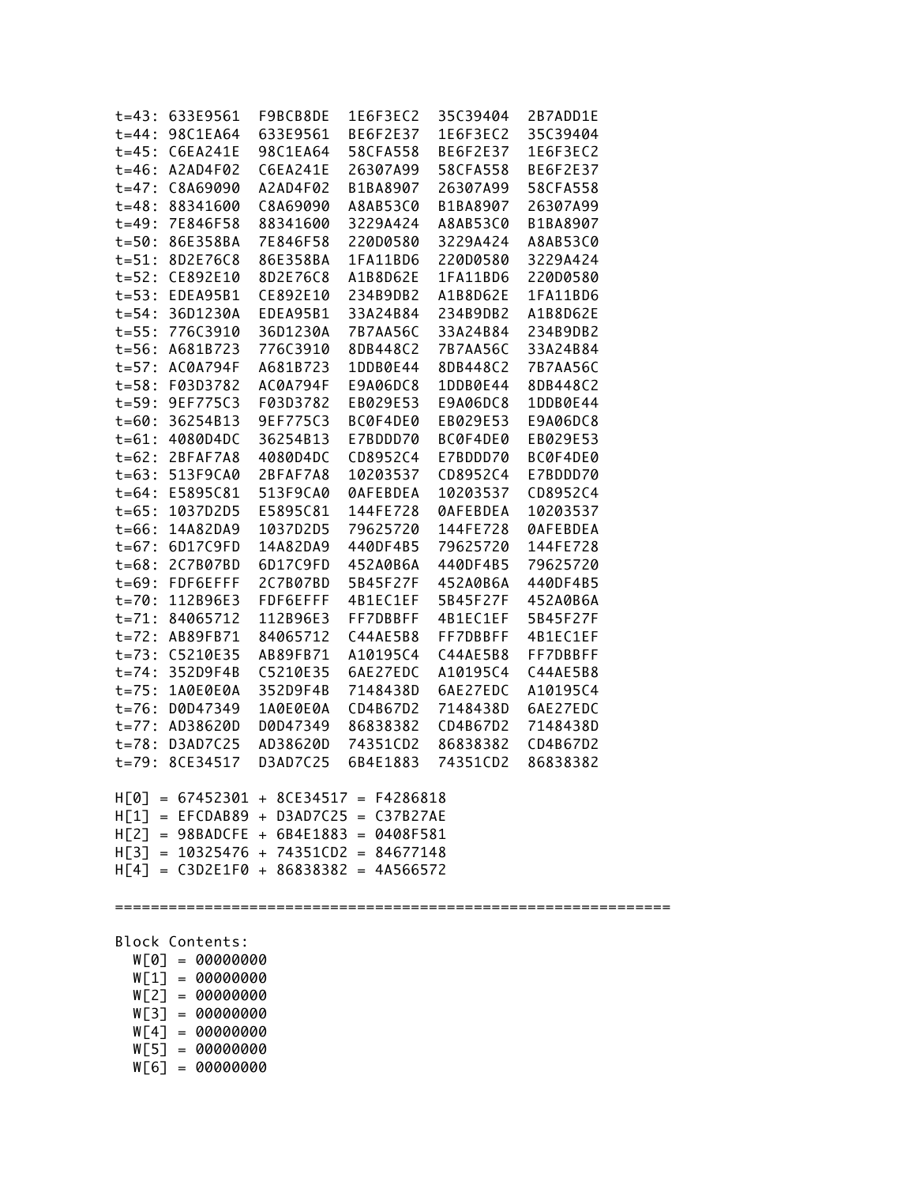```
t=43: 633E9561  F9BCB8DE  1E6F3EC2  35C39404  2B7ADD1E
t=44: 98C1EA64  633E9561  BE6F2E37  1E6F3EC2  35C39404
t=45: C6EA241E  98C1EA64  58CFA558  BE6F2E37  1E6F3EC2
t=46: A2AD4F02  C6EA241E  26307A99  58CFA558  BE6F2E37
t=47: C8A69090  A2AD4F02  B1BA8907  26307A99  58CFA558
t=48: 88341600  C8A69090  A8AB53C0  B1BA8907  26307A99
t=49: 7E846F58  88341600  3229A424  A8AB53C0  B1BA8907
t=50: 86E358BA  7E846F58  220D0580  3229A424  A8AB53C0
t=51: 8D2E76C8  86E358BA  1FA11BD6  220D0580  3229A424
t=52: CE892E10  8D2E76C8  A1B8D62E  1FA11BD6  220D0580
t=53: EDEA95B1  CE892E10  234B9DB2  A1B8D62E  1FA11BD6
t=54: 36D1230A  EDEA95B1  33A24B84  234B9DB2  A1B8D62E
t=55: 776C3910  36D1230A  7B7AA56C  33A24B84  234B9DB2
t=56: A681B723  776C3910  8DB448C2  7B7AA56C  33A24B84
t=57: AC0A794F  A681B723  1DDB0E44  8DB448C2  7B7AA56C
t=58: F03D3782  AC0A794F  E9A06DC8  1DDB0E44  8DB448C2
t=59: 9EF775C3  F03D3782  EB029E53  E9A06DC8  1DDB0E44
t=60: 36254B13  9EF775C3  BC0F4DE0  EB029E53  E9A06DC8
t=61: 4080D4DC  36254B13  E7BDDD70  BC0F4DE0  EB029E53
t=62: 2BFAF7A8  4080D4DC  CD8952C4  E7BDDD70  BC0F4DE0
t=63: 513F9CA0  2BFAF7A8  10203537  CD8952C4  E7BDDD70
t=64: E5895C81  513F9CA0  0AFEBDEA  10203537  CD8952C4
t=65: 1037D2D5  E5895C81  144FE728  0AFEBDEA  10203537
t=66: 14A82DA9  1037D2D5  79625720  144FE728  0AFEBDEA
t=67: 6D17C9FD  14A82DA9  440DF4B5  79625720  144FE728
t=68: 2C7B07BD  6D17C9FD  452A0B6A  440DF4B5  79625720
t=69: FDF6EFFF  2C7B07BD  5B45F27F  452A0B6A  440DF4B5
t=70: 112B96E3  FDF6EFFF  4B1EC1EF  5B45F27F  452A0B6A
t=71: 84065712  112B96E3  FF7DBBFF  4B1EC1EF  5B45F27F
t=72: AB89FB71  84065712  C44AE5B8  FF7DBBFF  4B1EC1EF
t=73: C5210E35  AB89FB71  A10195C4  C44AE5B8  FF7DBBFF
t=74: 352D9F4B  C5210E35  6AE27EDC  A10195C4  C44AE5B8
t=75: 1A0E0E0A  352D9F4B  7148438D  6AE27EDC  A10195C4
t=76: D0D47349  1A0E0E0A  CD4B67D2  7148438D  6AE27EDC
t=77: AD38620D  D0D47349  86838382  CD4B67D2  7148438D
t=78: D3AD7C25  AD38620D  74351CD2  86838382  CD4B67D2
t=79: 8CE34517  D3AD7C25  6B4E1883  74351CD2  86838382

H[0] = 67452301 + 8CE34517 = F4286818
H[1] = EFCDAB89 + D3AD7C25 = C37B27AE
H[2] = 98BADCFE + 6B4E1883 = 0408F581
H[3] = 10325476 + 74351CD2 = 84677148
H[4] = C3D2E1F0 + 86838382 = 4A566572

==============================================================

Block Contents:
  W[0] = 00000000
  W[1] = 00000000
  W[2] = 00000000
  W[3] = 00000000
  W[4] = 00000000
  W[5] = 00000000
  W[6] = 00000000
```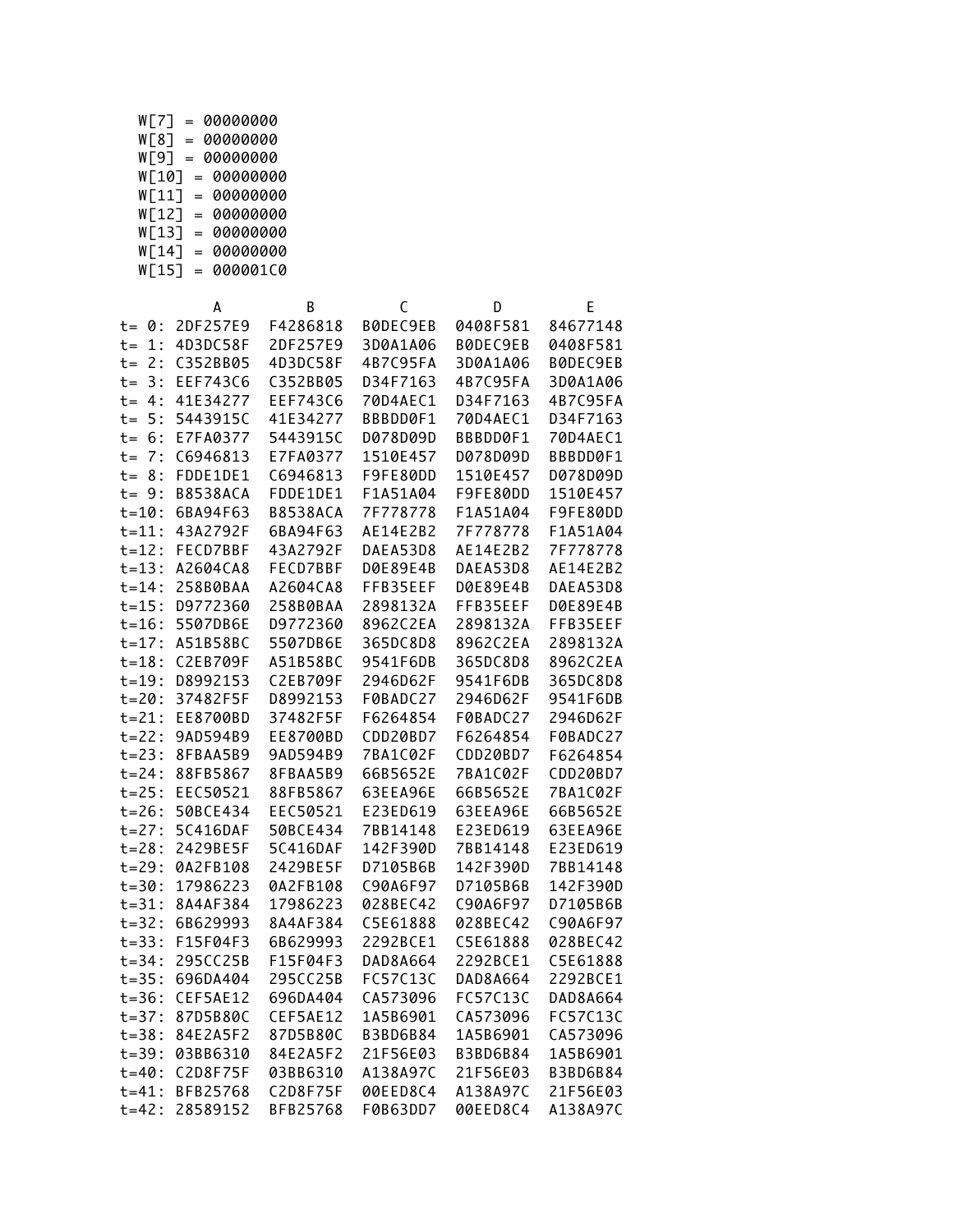```
  W[7] = 00000000
  W[8] = 00000000
  W[9] = 00000000
  W[10] = 00000000
  W[11] = 00000000
  W[12] = 00000000
  W[13] = 00000000
  W[14] = 00000000
  W[15] = 000001C0

            A         B         C         D         E
t= 0: 2DF257E9  F4286818  B0DEC9EB  0408F581  84677148
t= 1: 4D3DC58F  2DF257E9  3D0A1A06  B0DEC9EB  0408F581
t= 2: C352BB05  4D3DC58F  4B7C95FA  3D0A1A06  B0DEC9EB
t= 3: EEF743C6  C352BB05  D34F7163  4B7C95FA  3D0A1A06
t= 4: 41E34277  EEF743C6  70D4AEC1  D34F7163  4B7C95FA
t= 5: 5443915C  41E34277  BBBDD0F1  70D4AEC1  D34F7163
t= 6: E7FA0377  5443915C  D078D09D  BBBDD0F1  70D4AEC1
t= 7: C6946813  E7FA0377  1510E457  D078D09D  BBBDD0F1
t= 8: FDDE1DE1  C6946813  F9FE80DD  1510E457  D078D09D
t= 9: B8538ACA  FDDE1DE1  F1A51A04  F9FE80DD  1510E457
t=10: 6BA94F63  B8538ACA  7F778778  F1A51A04  F9FE80DD
t=11: 43A2792F  6BA94F63  AE14E2B2  7F778778  F1A51A04
t=12: FECD7BBF  43A2792F  DAEA53D8  AE14E2B2  7F778778
t=13: A2604CA8  FECD7BBF  D0E89E4B  DAEA53D8  AE14E2B2
t=14: 258B0BAA  A2604CA8  FFB35EEF  D0E89E4B  DAEA53D8
t=15: D9772360  258B0BAA  2898132A  FFB35EEF  D0E89E4B
t=16: 5507DB6E  D9772360  8962C2EA  2898132A  FFB35EEF
t=17: A51B58BC  5507DB6E  365DC8D8  8962C2EA  2898132A
t=18: C2EB709F  A51B58BC  9541F6DB  365DC8D8  8962C2EA
t=19: D8992153  C2EB709F  2946D62F  9541F6DB  365DC8D8
t=20: 37482F5F  D8992153  F0BADC27  2946D62F  9541F6DB
t=21: EE8700BD  37482F5F  F6264854  F0BADC27  2946D62F
t=22: 9AD594B9  EE8700BD  CDD20BD7  F6264854  F0BADC27
t=23: 8FBAA5B9  9AD594B9  7BA1C02F  CDD20BD7  F6264854
t=24: 88FB5867  8FBAA5B9  66B5652E  7BA1C02F  CDD20BD7
t=25: EEC50521  88FB5867  63EEA96E  66B5652E  7BA1C02F
t=26: 50BCE434  EEC50521  E23ED619  63EEA96E  66B5652E
t=27: 5C416DAF  50BCE434  7BB14148  E23ED619  63EEA96E
t=28: 2429BE5F  5C416DAF  142F390D  7BB14148  E23ED619
t=29: 0A2FB108  2429BE5F  D7105B6B  142F390D  7BB14148
t=30: 17986223  0A2FB108  C90A6F97  D7105B6B  142F390D
t=31: 8A4AF384  17986223  028BEC42  C90A6F97  D7105B6B
t=32: 6B629993  8A4AF384  C5E61888  028BEC42  C90A6F97
t=33: F15F04F3  6B629993  2292BCE1  C5E61888  028BEC42
t=34: 295CC25B  F15F04F3  DAD8A664  2292BCE1  C5E61888
t=35: 696DA404  295CC25B  FC57C13C  DAD8A664  2292BCE1
t=36: CEF5AE12  696DA404  CA573096  FC57C13C  DAD8A664
t=37: 87D5B80C  CEF5AE12  1A5B6901  CA573096  FC57C13C
t=38: 84E2A5F2  87D5B80C  B3BD6B84  1A5B6901  CA573096
t=39: 03BB6310  84E2A5F2  21F56E03  B3BD6B84  1A5B6901
t=40: C2D8F75F  03BB6310  A138A97C  21F56E03  B3BD6B84
t=41: BFB25768  C2D8F75F  00EED8C4  A138A97C  21F56E03
t=42: 28589152  BFB25768  F0B63DD7  00EED8C4  A138A97C
```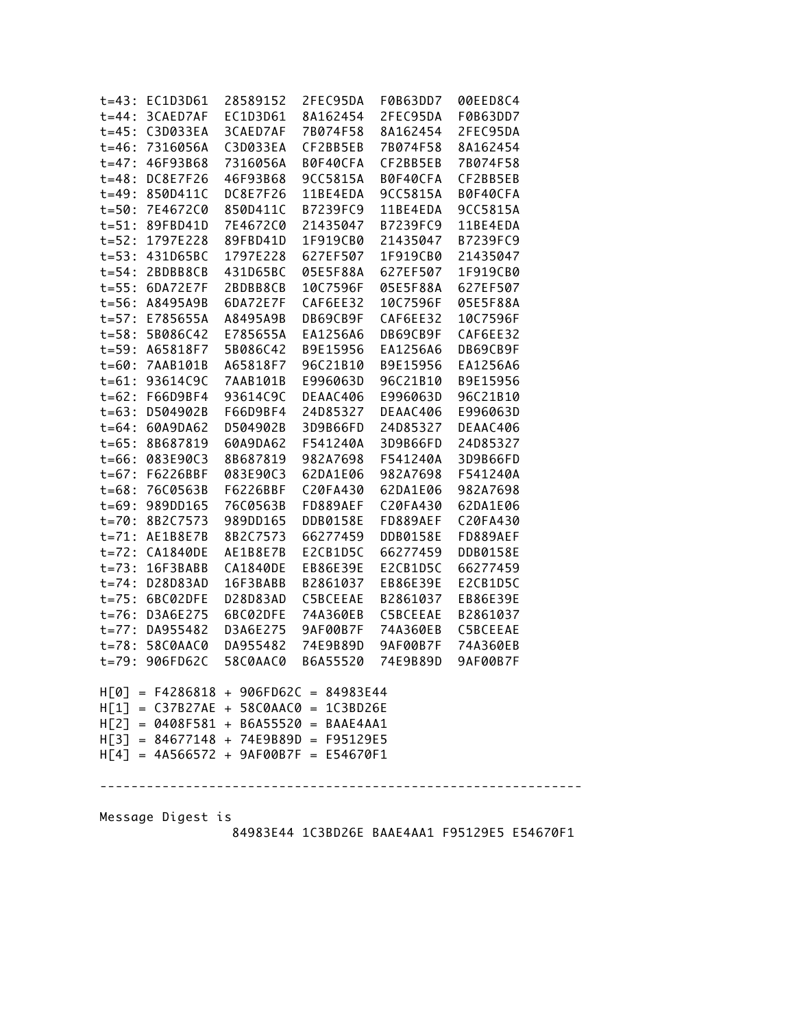```
t=43: EC1D3D61  28589152  2FEC95DA  F0B63DD7  00EED8C4
t=44: 3CAED7AF  EC1D3D61  8A162454  2FEC95DA  F0B63DD7
t=45: C3D033EA  3CAED7AF  7B074F58  8A162454  2FEC95DA
t=46: 7316056A  C3D033EA  CF2BB5EB  7B074F58  8A162454
t=47: 46F93B68  7316056A  B0F40CFA  CF2BB5EB  7B074F58
t=48: DC8E7F26  46F93B68  9CC5815A  B0F40CFA  CF2BB5EB
t=49: 850D411C  DC8E7F26  11BE4EDA  9CC5815A  B0F40CFA
t=50: 7E4672C0  850D411C  B7239FC9  11BE4EDA  9CC5815A
t=51: 89FBD41D  7E4672C0  21435047  B7239FC9  11BE4EDA
t=52: 1797E228  89FBD41D  1F919CB0  21435047  B7239FC9
t=53: 431D65BC  1797E228  627EF507  1F919CB0  21435047
t=54: 2BDBB8CB  431D65BC  05E5F88A  627EF507  1F919CB0
t=55: 6DA72E7F  2BDBB8CB  10C7596F  05E5F88A  627EF507
t=56: A8495A9B  6DA72E7F  CAF6EE32  10C7596F  05E5F88A
t=57: E785655A  A8495A9B  DB69CB9F  CAF6EE32  10C7596F
t=58: 5B086C42  E785655A  EA1256A6  DB69CB9F  CAF6EE32
t=59: A65818F7  5B086C42  B9E15956  EA1256A6  DB69CB9F
t=60: 7AAB101B  A65818F7  96C21B10  B9E15956  EA1256A6
t=61: 93614C9C  7AAB101B  E996063D  96C21B10  B9E15956
t=62: F66D9BF4  93614C9C  DEAAC406  E996063D  96C21B10
t=63: D504902B  F66D9BF4  24D85327  DEAAC406  E996063D
t=64: 60A9DA62  D504902B  3D9B66FD  24D85327  DEAAC406
t=65: 8B687819  60A9DA62  F541240A  3D9B66FD  24D85327
t=66: 083E90C3  8B687819  982A7698  F541240A  3D9B66FD
t=67: F6226BBF  083E90C3  62DA1E06  982A7698  F541240A
t=68: 76C0563B  F6226BBF  C20FA430  62DA1E06  982A7698
t=69: 989DD165  76C0563B  FD889AEF  C20FA430  62DA1E06
t=70: 8B2C7573  989DD165  DDB0158E  FD889AEF  C20FA430
t=71: AE1B8E7B  8B2C7573  66277459  DDB0158E  FD889AEF
t=72: CA1840DE  AE1B8E7B  E2CB1D5C  66277459  DDB0158E
t=73: 16F3BABB  CA1840DE  EB86E39E  E2CB1D5C  66277459
t=74: D28D83AD  16F3BABB  B2861037  EB86E39E  E2CB1D5C
t=75: 6BC02DFE  D28D83AD  C5BCEEAE  B2861037  EB86E39E
t=76: D3A6E275  6BC02DFE  74A360EB  C5BCEEAE  B2861037
t=77: DA955482  D3A6E275  9AF00B7F  74A360EB  C5BCEEAE
t=78: 58C0AAC0  DA955482  74E9B89D  9AF00B7F  74A360EB
t=79: 906FD62C  58C0AAC0  B6A55520  74E9B89D  9AF00B7F

H[0] = F4286818 + 906FD62C = 84983E44
H[1] = C37B27AE + 58C0AAC0 = 1C3BD26E
H[2] = 0408F581 + B6A55520 = BAAE4AA1
H[3] = 84677148 + 74E9B89D = F95129E5
H[4] = 4A566572 + 9AF00B7F = E54670F1

---------------------------------------------------------------

Message Digest is
                 84983E44 1C3BD26E BAAE4AA1 F95129E5 E54670F1
```